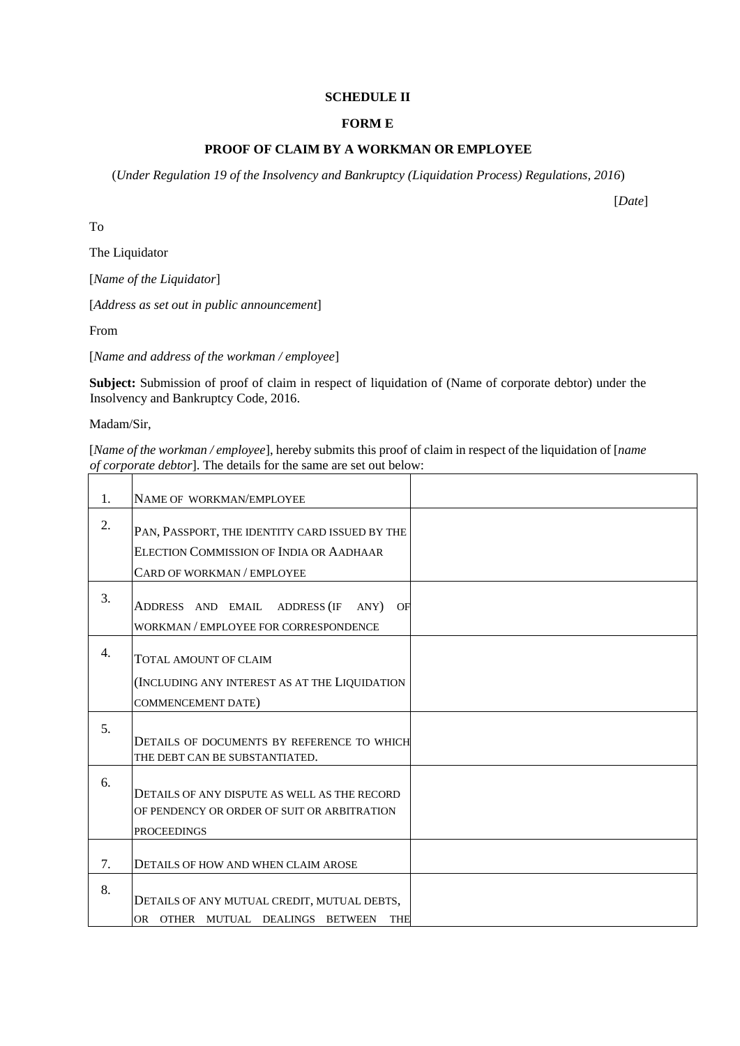**SCHEDULE II**

**FORM E**

**PROOF OF CLAIM BY A WORKMAN OR EMPLOYEE**

(*Under Regulation 19 of the Insolvency and Bankruptcy (Liquidation Process) Regulations, 2016*)

[*Date*]

To

The Liquidator

[*Name of the Liquidator*]

[*Address as set out in public announcement*]

From

[*Name and address of the workman / employee*]

**Subject:** Submission of proof of claim in respect of liquidation of (Name of corporate debtor) under the Insolvency and Bankruptcy Code, 2016.

Madam/Sir,

[*Name of the workman / employee*], hereby submits this proof of claim in respect of the liquidation of [*name of corporate debtor*]. The details for the same are set out below:

| | | |
|---|---|---|
| 1. | NAME OF WORKMAN/EMPLOYEE | |
| 2. | PAN, PASSPORT, THE IDENTITY CARD ISSUED BY THE ELECTION COMMISSION OF INDIA OR AADHAAR CARD OF WORKMAN / EMPLOYEE | |
| 3. | ADDRESS AND EMAIL ADDRESS (IF ANY) OF WORKMAN / EMPLOYEE FOR CORRESPONDENCE | |
| 4. | TOTAL AMOUNT OF CLAIM (INCLUDING ANY INTEREST AS AT THE LIQUIDATION COMMENCEMENT DATE) | |
| 5. | DETAILS OF DOCUMENTS BY REFERENCE TO WHICH THE DEBT CAN BE SUBSTANTIATED. | |
| 6. | DETAILS OF ANY DISPUTE AS WELL AS THE RECORD OF PENDENCY OR ORDER OF SUIT OR ARBITRATION PROCEEDINGS | |
| 7. | DETAILS OF HOW AND WHEN CLAIM AROSE | |
| 8. | DETAILS OF ANY MUTUAL CREDIT, MUTUAL DEBTS, OR OTHER MUTUAL DEALINGS BETWEEN THE | |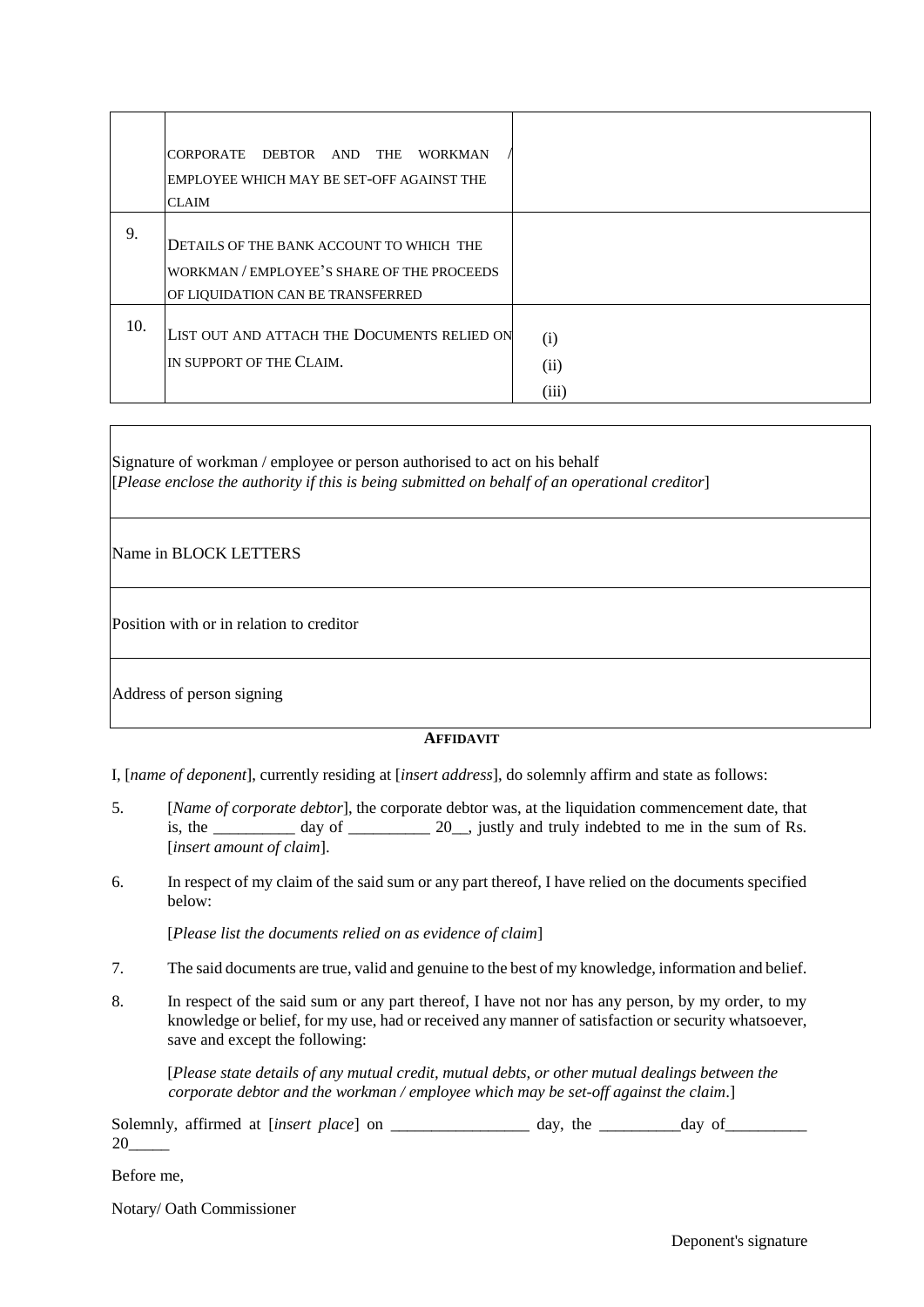| | | |
|---|---|---|
| | CORPORATE DEBTOR AND THE WORKMAN / EMPLOYEE WHICH MAY BE SET-OFF AGAINST THE CLAIM | |
| 9. | DETAILS OF THE BANK ACCOUNT TO WHICH THE WORKMAN / EMPLOYEE'S SHARE OF THE PROCEEDS OF LIQUIDATION CAN BE TRANSFERRED | |
| 10. | LIST OUT AND ATTACH THE DOCUMENTS RELIED ON IN SUPPORT OF THE CLAIM. | (i)<br>(ii)<br>(iii) |

| |
|---|
| Signature of workman / employee or person authorised to act on his behalf<br>[*Please enclose the authority if this is being submitted on behalf of an operational creditor*] |
| Name in BLOCK LETTERS |
| Position with or in relation to creditor |
| Address of person signing |

**AFFIDAVIT**

I, [*name of deponent*], currently residing at [*insert address*], do solemnly affirm and state as follows:

5. [*Name of corporate debtor*], the corporate debtor was, at the liquidation commencement date, that is, the __________ day of __________ 20__, justly and truly indebted to me in the sum of Rs. [*insert amount of claim*].

6. In respect of my claim of the said sum or any part thereof, I have relied on the documents specified below:

   [*Please list the documents relied on as evidence of claim*]

7. The said documents are true, valid and genuine to the best of my knowledge, information and belief.

8. In respect of the said sum or any part thereof, I have not nor has any person, by my order, to my knowledge or belief, for my use, had or received any manner of satisfaction or security whatsoever, save and except the following:

   [*Please state details of any mutual credit, mutual debts, or other mutual dealings between the corporate debtor and the workman / employee which may be set-off against the claim*.]

Solemnly, affirmed at [*insert place*] on _________________ day, the __________day of__________ 20_____

Before me,

Notary/ Oath Commissioner

Deponent's signature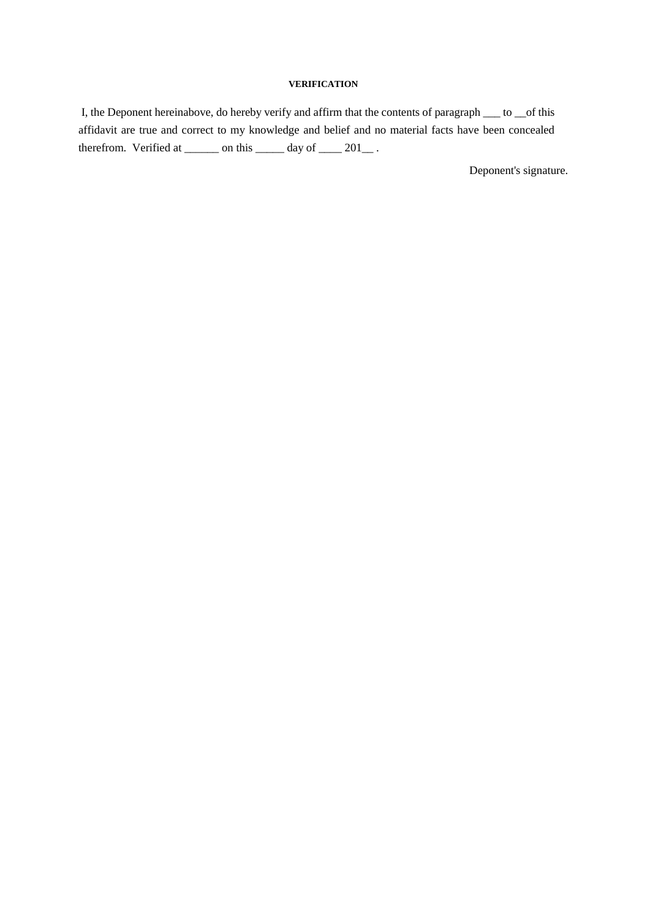**VERIFICATION**

I, the Deponent hereinabove, do hereby verify and affirm that the contents of paragraph ___ to __of this affidavit are true and correct to my knowledge and belief and no material facts have been concealed therefrom. Verified at ______ on this _____ day of ____ 201__ .

Deponent's signature.